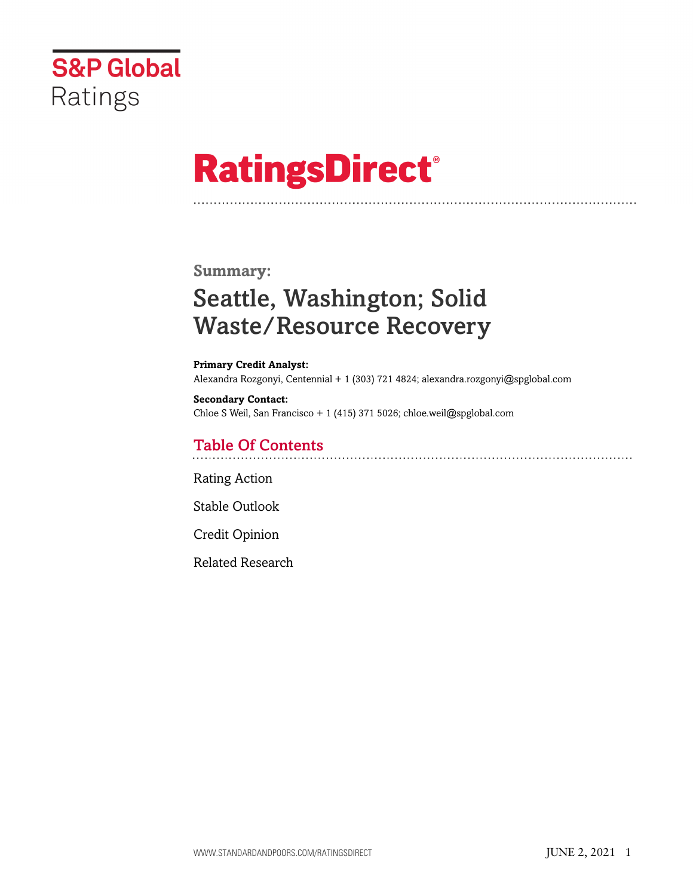S&P Global Ratings

# RatingsDirect®

**Summary:**

## Seattle, Washington; Solid Waste/Resource Recovery

**Primary Credit Analyst:**
Alexandra Rozgonyi, Centennial + 1 (303) 721 4824; alexandra.rozgonyi@spglobal.com

**Secondary Contact:**
Chloe S Weil, San Francisco + 1 (415) 371 5026; chloe.weil@spglobal.com

## Table Of Contents

Rating Action

Stable Outlook

Credit Opinion

Related Research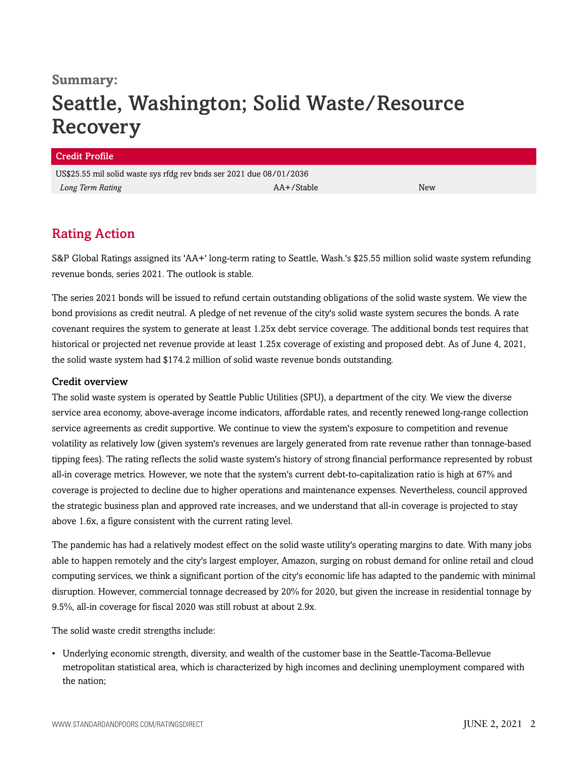**Summary:**

# Seattle, Washington; Solid Waste/Resource Recovery

| Credit Profile | | |
|---|---|---|
| US$25.55 mil solid waste sys rfdg rev bnds ser 2021 due 08/01/2036 | | |
| *Long Term Rating* | AA+/Stable | New |

## Rating Action

S&P Global Ratings assigned its 'AA+' long-term rating to Seattle, Wash.'s $25.55 million solid waste system refunding revenue bonds, series 2021. The outlook is stable.

The series 2021 bonds will be issued to refund certain outstanding obligations of the solid waste system. We view the bond provisions as credit neutral. A pledge of net revenue of the city's solid waste system secures the bonds. A rate covenant requires the system to generate at least 1.25x debt service coverage. The additional bonds test requires that historical or projected net revenue provide at least 1.25x coverage of existing and proposed debt. As of June 4, 2021, the solid waste system had $174.2 million of solid waste revenue bonds outstanding.

### Credit overview

The solid waste system is operated by Seattle Public Utilities (SPU), a department of the city. We view the diverse service area economy, above-average income indicators, affordable rates, and recently renewed long-range collection service agreements as credit supportive. We continue to view the system's exposure to competition and revenue volatility as relatively low (given system's revenues are largely generated from rate revenue rather than tonnage-based tipping fees). The rating reflects the solid waste system's history of strong financial performance represented by robust all-in coverage metrics. However, we note that the system's current debt-to-capitalization ratio is high at 67% and coverage is projected to decline due to higher operations and maintenance expenses. Nevertheless, council approved the strategic business plan and approved rate increases, and we understand that all-in coverage is projected to stay above 1.6x, a figure consistent with the current rating level.

The pandemic has had a relatively modest effect on the solid waste utility's operating margins to date. With many jobs able to happen remotely and the city's largest employer, Amazon, surging on robust demand for online retail and cloud computing services, we think a significant portion of the city's economic life has adapted to the pandemic with minimal disruption. However, commercial tonnage decreased by 20% for 2020, but given the increase in residential tonnage by 9.5%, all-in coverage for fiscal 2020 was still robust at about 2.9x.

The solid waste credit strengths include:

- Underlying economic strength, diversity, and wealth of the customer base in the Seattle-Tacoma-Bellevue metropolitan statistical area, which is characterized by high incomes and declining unemployment compared with the nation;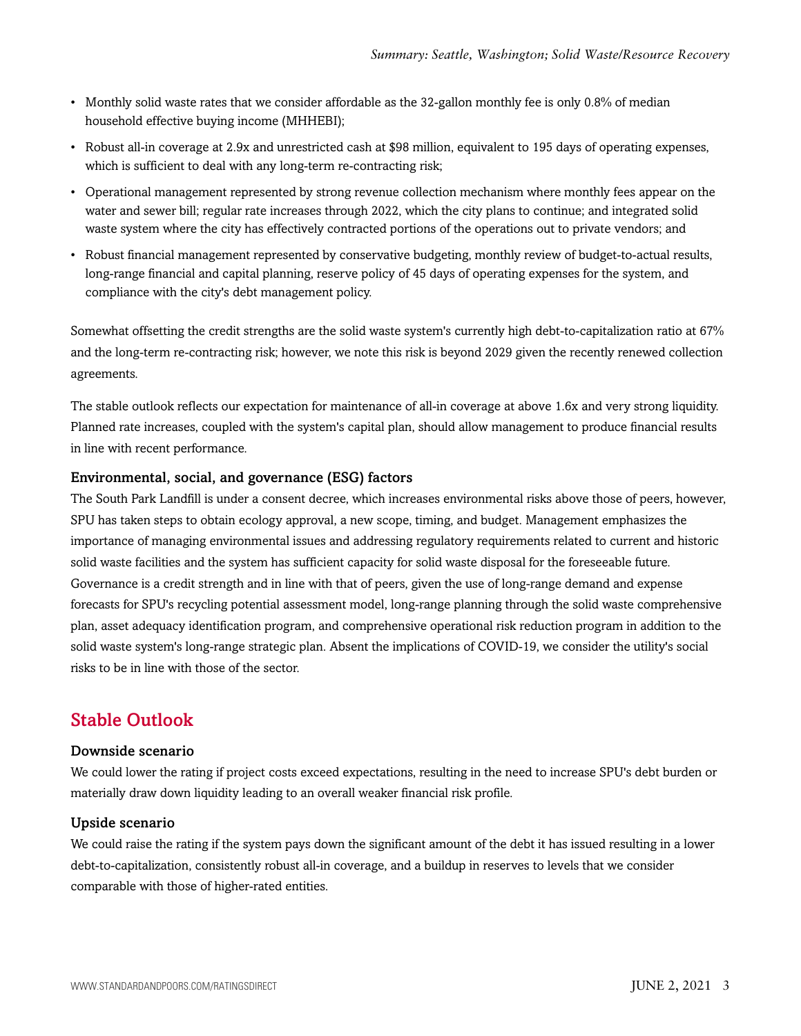- Monthly solid waste rates that we consider affordable as the 32-gallon monthly fee is only 0.8% of median household effective buying income (MHHEBI);
- Robust all-in coverage at 2.9x and unrestricted cash at $98 million, equivalent to 195 days of operating expenses, which is sufficient to deal with any long-term re-contracting risk;
- Operational management represented by strong revenue collection mechanism where monthly fees appear on the water and sewer bill; regular rate increases through 2022, which the city plans to continue; and integrated solid waste system where the city has effectively contracted portions of the operations out to private vendors; and
- Robust financial management represented by conservative budgeting, monthly review of budget-to-actual results, long-range financial and capital planning, reserve policy of 45 days of operating expenses for the system, and compliance with the city's debt management policy.

Somewhat offsetting the credit strengths are the solid waste system's currently high debt-to-capitalization ratio at 67% and the long-term re-contracting risk; however, we note this risk is beyond 2029 given the recently renewed collection agreements.

The stable outlook reflects our expectation for maintenance of all-in coverage at above 1.6x and very strong liquidity. Planned rate increases, coupled with the system's capital plan, should allow management to produce financial results in line with recent performance.

### Environmental, social, and governance (ESG) factors

The South Park Landfill is under a consent decree, which increases environmental risks above those of peers, however, SPU has taken steps to obtain ecology approval, a new scope, timing, and budget. Management emphasizes the importance of managing environmental issues and addressing regulatory requirements related to current and historic solid waste facilities and the system has sufficient capacity for solid waste disposal for the foreseeable future. Governance is a credit strength and in line with that of peers, given the use of long-range demand and expense forecasts for SPU's recycling potential assessment model, long-range planning through the solid waste comprehensive plan, asset adequacy identification program, and comprehensive operational risk reduction program in addition to the solid waste system's long-range strategic plan. Absent the implications of COVID-19, we consider the utility's social risks to be in line with those of the sector.

## Stable Outlook

### Downside scenario

We could lower the rating if project costs exceed expectations, resulting in the need to increase SPU's debt burden or materially draw down liquidity leading to an overall weaker financial risk profile.

### Upside scenario

We could raise the rating if the system pays down the significant amount of the debt it has issued resulting in a lower debt-to-capitalization, consistently robust all-in coverage, and a buildup in reserves to levels that we consider comparable with those of higher-rated entities.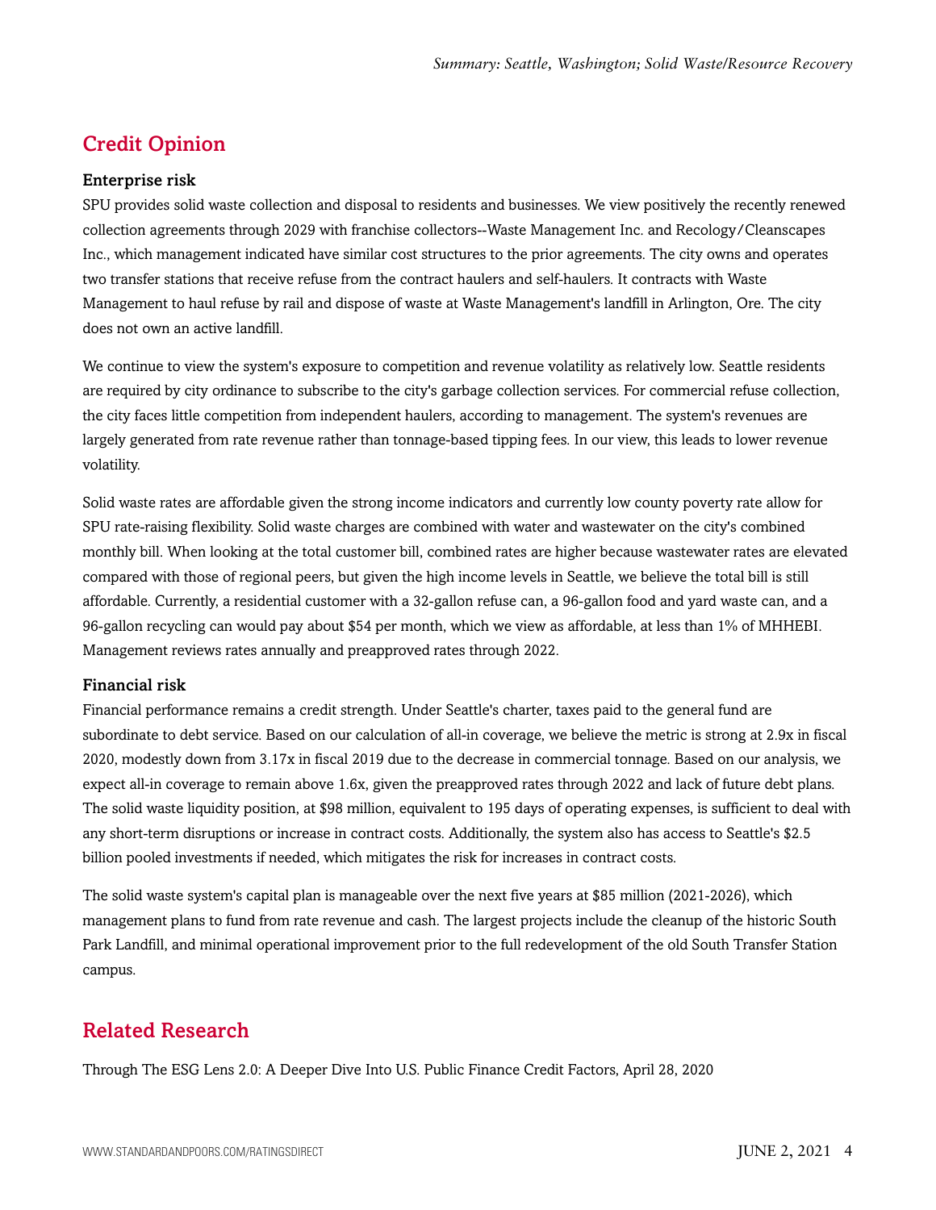## Credit Opinion

### Enterprise risk

SPU provides solid waste collection and disposal to residents and businesses. We view positively the recently renewed collection agreements through 2029 with franchise collectors--Waste Management Inc. and Recology/Cleanscapes Inc., which management indicated have similar cost structures to the prior agreements. The city owns and operates two transfer stations that receive refuse from the contract haulers and self-haulers. It contracts with Waste Management to haul refuse by rail and dispose of waste at Waste Management's landfill in Arlington, Ore. The city does not own an active landfill.

We continue to view the system's exposure to competition and revenue volatility as relatively low. Seattle residents are required by city ordinance to subscribe to the city's garbage collection services. For commercial refuse collection, the city faces little competition from independent haulers, according to management. The system's revenues are largely generated from rate revenue rather than tonnage-based tipping fees. In our view, this leads to lower revenue volatility.

Solid waste rates are affordable given the strong income indicators and currently low county poverty rate allow for SPU rate-raising flexibility. Solid waste charges are combined with water and wastewater on the city's combined monthly bill. When looking at the total customer bill, combined rates are higher because wastewater rates are elevated compared with those of regional peers, but given the high income levels in Seattle, we believe the total bill is still affordable. Currently, a residential customer with a 32-gallon refuse can, a 96-gallon food and yard waste can, and a 96-gallon recycling can would pay about $54 per month, which we view as affordable, at less than 1% of MHHEBI. Management reviews rates annually and preapproved rates through 2022.

### Financial risk

Financial performance remains a credit strength. Under Seattle's charter, taxes paid to the general fund are subordinate to debt service. Based on our calculation of all-in coverage, we believe the metric is strong at 2.9x in fiscal 2020, modestly down from 3.17x in fiscal 2019 due to the decrease in commercial tonnage. Based on our analysis, we expect all-in coverage to remain above 1.6x, given the preapproved rates through 2022 and lack of future debt plans. The solid waste liquidity position, at $98 million, equivalent to 195 days of operating expenses, is sufficient to deal with any short-term disruptions or increase in contract costs. Additionally, the system also has access to Seattle's $2.5 billion pooled investments if needed, which mitigates the risk for increases in contract costs.

The solid waste system's capital plan is manageable over the next five years at $85 million (2021-2026), which management plans to fund from rate revenue and cash. The largest projects include the cleanup of the historic South Park Landfill, and minimal operational improvement prior to the full redevelopment of the old South Transfer Station campus.

## Related Research

Through The ESG Lens 2.0: A Deeper Dive Into U.S. Public Finance Credit Factors, April 28, 2020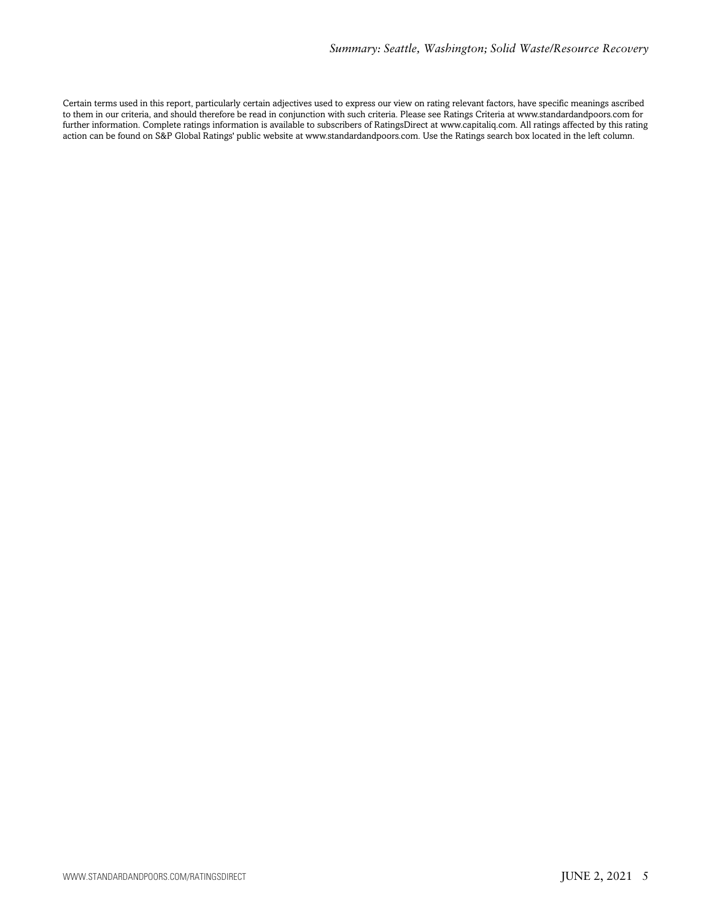Certain terms used in this report, particularly certain adjectives used to express our view on rating relevant factors, have specific meanings ascribed to them in our criteria, and should therefore be read in conjunction with such criteria. Please see Ratings Criteria at www.standardandpoors.com for further information. Complete ratings information is available to subscribers of RatingsDirect at www.capitaliq.com. All ratings affected by this rating action can be found on S&P Global Ratings' public website at www.standardandpoors.com. Use the Ratings search box located in the left column.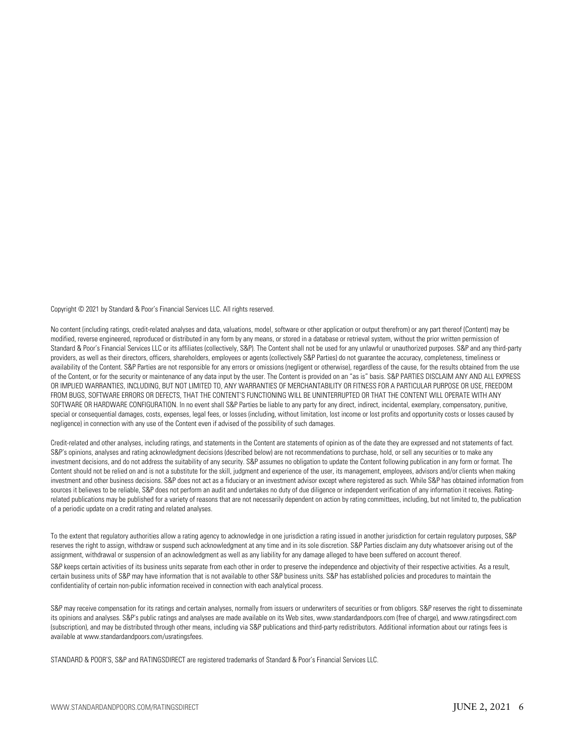Copyright © 2021 by Standard & Poor's Financial Services LLC. All rights reserved.

No content (including ratings, credit-related analyses and data, valuations, model, software or other application or output therefrom) or any part thereof (Content) may be modified, reverse engineered, reproduced or distributed in any form by any means, or stored in a database or retrieval system, without the prior written permission of Standard & Poor's Financial Services LLC or its affiliates (collectively, S&P). The Content shall not be used for any unlawful or unauthorized purposes. S&P and any third-party providers, as well as their directors, officers, shareholders, employees or agents (collectively S&P Parties) do not guarantee the accuracy, completeness, timeliness or availability of the Content. S&P Parties are not responsible for any errors or omissions (negligent or otherwise), regardless of the cause, for the results obtained from the use of the Content, or for the security or maintenance of any data input by the user. The Content is provided on an "as is" basis. S&P PARTIES DISCLAIM ANY AND ALL EXPRESS OR IMPLIED WARRANTIES, INCLUDING, BUT NOT LIMITED TO, ANY WARRANTIES OF MERCHANTABILITY OR FITNESS FOR A PARTICULAR PURPOSE OR USE, FREEDOM FROM BUGS, SOFTWARE ERRORS OR DEFECTS, THAT THE CONTENT'S FUNCTIONING WILL BE UNINTERRUPTED OR THAT THE CONTENT WILL OPERATE WITH ANY SOFTWARE OR HARDWARE CONFIGURATION. In no event shall S&P Parties be liable to any party for any direct, indirect, incidental, exemplary, compensatory, punitive, special or consequential damages, costs, expenses, legal fees, or losses (including, without limitation, lost income or lost profits and opportunity costs or losses caused by negligence) in connection with any use of the Content even if advised of the possibility of such damages.

Credit-related and other analyses, including ratings, and statements in the Content are statements of opinion as of the date they are expressed and not statements of fact. S&P's opinions, analyses and rating acknowledgment decisions (described below) are not recommendations to purchase, hold, or sell any securities or to make any investment decisions, and do not address the suitability of any security. S&P assumes no obligation to update the Content following publication in any form or format. The Content should not be relied on and is not a substitute for the skill, judgment and experience of the user, its management, employees, advisors and/or clients when making investment and other business decisions. S&P does not act as a fiduciary or an investment advisor except where registered as such. While S&P has obtained information from sources it believes to be reliable, S&P does not perform an audit and undertakes no duty of due diligence or independent verification of any information it receives. Rating-related publications may be published for a variety of reasons that are not necessarily dependent on action by rating committees, including, but not limited to, the publication of a periodic update on a credit rating and related analyses.

To the extent that regulatory authorities allow a rating agency to acknowledge in one jurisdiction a rating issued in another jurisdiction for certain regulatory purposes, S&P reserves the right to assign, withdraw or suspend such acknowledgment at any time and in its sole discretion. S&P Parties disclaim any duty whatsoever arising out of the assignment, withdrawal or suspension of an acknowledgment as well as any liability for any damage alleged to have been suffered on account thereof.

S&P keeps certain activities of its business units separate from each other in order to preserve the independence and objectivity of their respective activities. As a result, certain business units of S&P may have information that is not available to other S&P business units. S&P has established policies and procedures to maintain the confidentiality of certain non-public information received in connection with each analytical process.

S&P may receive compensation for its ratings and certain analyses, normally from issuers or underwriters of securities or from obligors. S&P reserves the right to disseminate its opinions and analyses. S&P's public ratings and analyses are made available on its Web sites, www.standardandpoors.com (free of charge), and www.ratingsdirect.com (subscription), and may be distributed through other means, including via S&P publications and third-party redistributors. Additional information about our ratings fees is available at www.standardandpoors.com/usratingsfees.

STANDARD & POOR'S, S&P and RATINGSDIRECT are registered trademarks of Standard & Poor's Financial Services LLC.